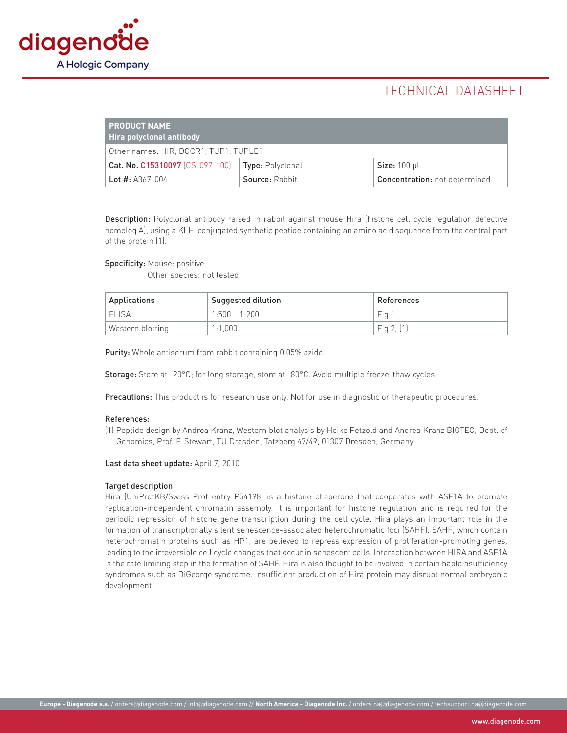# TECHNICAL DATASHEET

| PRODUCT NAME<br>**Hira polyclonal antibody** | | |
|---|---|---|
| Other names: HIR, DGCR1, TUP1, TUPLE1 | | |
| **Cat. No.** C15310097 (CS-097-100) | **Type:** Polyclonal | **Size:** 100 µl |
| **Lot #:** A367-004 | **Source:** Rabbit | **Concentration:** not determined |

**Description:** Polyclonal antibody raised in rabbit against mouse Hira (histone cell cycle regulation defective homolog A), using a KLH-conjugated synthetic peptide containing an amino acid sequence from the central part of the protein (1).

**Specificity:** Mouse: positive
Other species: not tested

| Applications | Suggested dilution | References |
|---|---|---|
| ELISA | 1:500 – 1:200 | Fig 1 |
| Western blotting | 1:1,000 | Fig 2, (1) |

**Purity:** Whole antiserum from rabbit containing 0.05% azide.

**Storage:** Store at -20°C; for long storage, store at -80°C. Avoid multiple freeze-thaw cycles.

**Precautions:** This product is for research use only. Not for use in diagnostic or therapeutic procedures.

**References:**

(1) Peptide design by Andrea Kranz, Western blot analysis by Heike Petzold and Andrea Kranz BIOTEC, Dept. of Genomics, Prof. F. Stewart, TU Dresden, Tatzberg 47/49, 01307 Dresden, Germany

**Last data sheet update:** April 7, 2010

**Target description**

Hira (UniProtKB/Swiss-Prot entry P54198) is a histone chaperone that cooperates with ASF1A to promote replication-independent chromatin assembly. It is important for histone regulation and is required for the periodic repression of histone gene transcription during the cell cycle. Hira plays an important role in the formation of transcriptionally silent senescence-associated heterochromatic foci (SAHF). SAHF, which contain heterochromatin proteins such as HP1, are believed to repress expression of proliferation-promoting genes, leading to the irreversible cell cycle changes that occur in senescent cells. Interaction between HIRA and ASF1A is the rate limiting step in the formation of SAHF. Hira is also thought to be involved in certain haploinsufficiency syndromes such as DiGeorge syndrome. Insufficient production of Hira protein may disrupt normal embryonic development.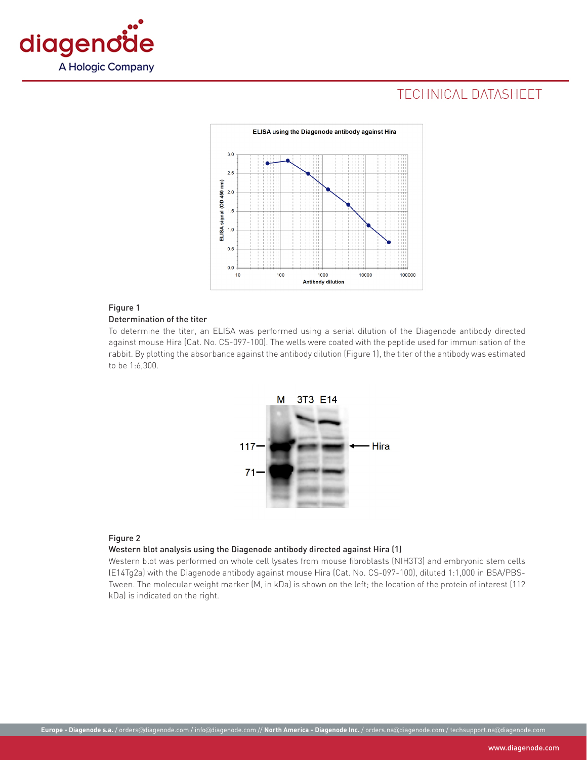TECHNICAL DATASHEET

ELISA using the Diagenode antibody against Hira

ELISA signal (OD 450 nm)

3,0
2,5
2,0
1,5
1,0
0,5
0,0

10
100
1000
10000
100000

Antibody dilution

Figure 1

Determination of the titer

To determine the titer, an ELISA was performed using a serial dilution of the Diagenode antibody directed against mouse Hira (Cat. No. CS-097-100). The wells were coated with the peptide used for immunisation of the rabbit. By plotting the absorbance against the antibody dilution (Figure 1), the titer of the antibody was estimated to be 1:6,300.

M 3T3 E14

117—

71—

Hira

Figure 2

Western blot analysis using the Diagenode antibody directed against Hira (1)

Western blot was performed on whole cell lysates from mouse fibroblasts (NIH3T3) and embryonic stem cells (E14Tg2a) with the Diagenode antibody against mouse Hira (Cat. No. CS-097-100), diluted 1:1,000 in BSA/PBS-Tween. The molecular weight marker (M, in kDa) is shown on the left; the location of the protein of interest (112 kDa) is indicated on the right.